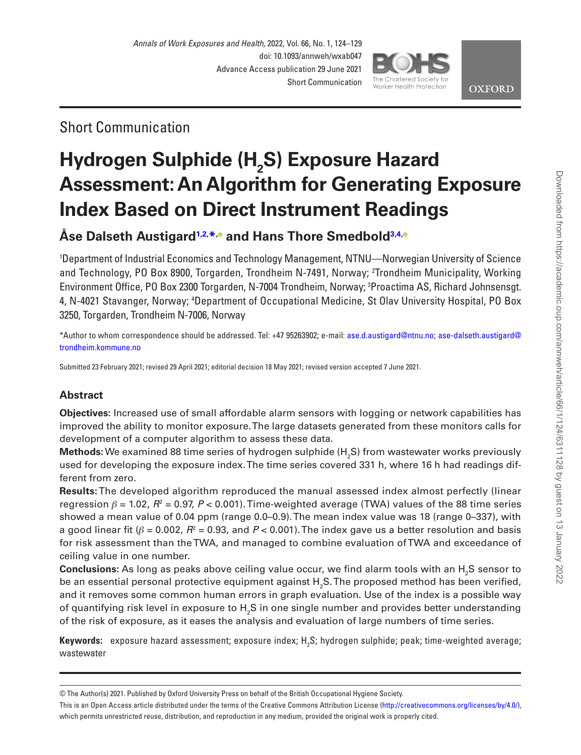Short Communication

# Hydrogen Sulphide ($H_2S$) Exposure Hazard Assessment: An Algorithm for Generating Exposure Index Based on Direct Instrument Readings

## Åse Dalseth Austigard[1,2,*] and Hans Thore Smedbold[3,4]

[1]Department of Industrial Economics and Technology Management, NTNU—Norwegian University of Science and Technology, PO Box 8900, Torgarden, Trondheim N-7491, Norway; [2]Trondheim Municipality, Working Environment Office, PO Box 2300 Torgarden, N-7004 Trondheim, Norway; [3]Proactima AS, Richard Johnsensgt. 4, N-4021 Stavanger, Norway; [4]Department of Occupational Medicine, St Olav University Hospital, PO Box 3250, Torgarden, Trondheim N-7006, Norway

*Author to whom correspondence should be addressed. Tel: +47 95263902; e-mail: ase.d.austigard@ntnu.no; ase-dalseth.austigard@trondheim.kommune.no

Submitted 23 February 2021; revised 29 April 2021; editorial decision 18 May 2021; revised version accepted 7 June 2021.

## Abstract

**Objectives:** Increased use of small affordable alarm sensors with logging or network capabilities has improved the ability to monitor exposure. The large datasets generated from these monitors calls for development of a computer algorithm to assess these data.

**Methods:** We examined 88 time series of hydrogen sulphide ($H_2S$) from wastewater works previously used for developing the exposure index. The time series covered 331 h, where 16 h had readings different from zero.

**Results:** The developed algorithm reproduced the manual assessed index almost perfectly (linear regression $\beta = 1.02$, $R^2 = 0.97$, $P < 0.001$). Time-weighted average (TWA) values of the 88 time series showed a mean value of 0.04 ppm (range 0.0–0.9). The mean index value was 18 (range 0–337), with a good linear fit ($\beta = 0.002$, $R^2 = 0.93$, and $P < 0.001$). The index gave us a better resolution and basis for risk assessment than the TWA, and managed to combine evaluation of TWA and exceedance of ceiling value in one number.

**Conclusions:** As long as peaks above ceiling value occur, we find alarm tools with an $H_2S$ sensor to be an essential personal protective equipment against $H_2S$. The proposed method has been verified, and it removes some common human errors in graph evaluation. Use of the index is a possible way of quantifying risk level in exposure to $H_2S$ in one single number and provides better understanding of the risk of exposure, as it eases the analysis and evaluation of large numbers of time series.

**Keywords:** exposure hazard assessment; exposure index; $H_2S$; hydrogen sulphide; peak; time-weighted average; wastewater

---

© The Author(s) 2021. Published by Oxford University Press on behalf of the British Occupational Hygiene Society.

This is an Open Access article distributed under the terms of the Creative Commons Attribution License (http://creativecommons.org/licenses/by/4.0/), which permits unrestricted reuse, distribution, and reproduction in any medium, provided the original work is properly cited.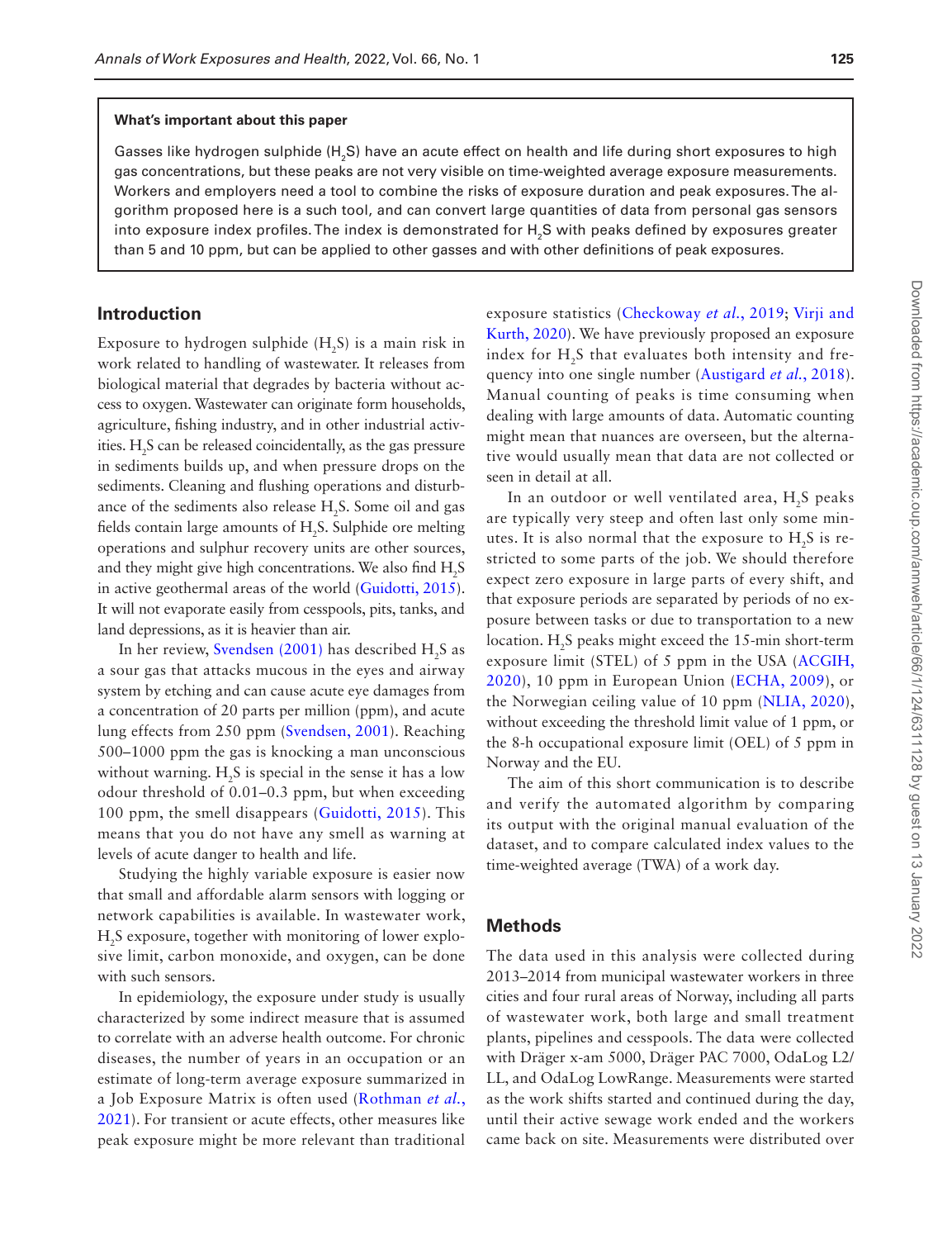**What's important about this paper**

Gasses like hydrogen sulphide ($H_2S$) have an acute effect on health and life during short exposures to high gas concentrations, but these peaks are not very visible on time-weighted average exposure measurements. Workers and employers need a tool to combine the risks of exposure duration and peak exposures. The algorithm proposed here is a such tool, and can convert large quantities of data from personal gas sensors into exposure index profiles. The index is demonstrated for $H_2S$ with peaks defined by exposures greater than 5 and 10 ppm, but can be applied to other gasses and with other definitions of peak exposures.

## Introduction

Exposure to hydrogen sulphide ($H_2S$) is a main risk in work related to handling of wastewater. It releases from biological material that degrades by bacteria without access to oxygen. Wastewater can originate form households, agriculture, fishing industry, and in other industrial activities. $H_2S$ can be released coincidentally, as the gas pressure in sediments builds up, and when pressure drops on the sediments. Cleaning and flushing operations and disturbance of the sediments also release $H_2S$. Some oil and gas fields contain large amounts of $H_2S$. Sulphide ore melting operations and sulphur recovery units are other sources, and they might give high concentrations. We also find $H_2S$ in active geothermal areas of the world (Guidotti, 2015). It will not evaporate easily from cesspools, pits, tanks, and land depressions, as it is heavier than air.

In her review, Svendsen (2001) has described $H_2S$ as a sour gas that attacks mucous in the eyes and airway system by etching and can cause acute eye damages from a concentration of 20 parts per million (ppm), and acute lung effects from 250 ppm (Svendsen, 2001). Reaching 500–1000 ppm the gas is knocking a man unconscious without warning. $H_2S$ is special in the sense it has a low odour threshold of 0.01–0.3 ppm, but when exceeding 100 ppm, the smell disappears (Guidotti, 2015). This means that you do not have any smell as warning at levels of acute danger to health and life.

Studying the highly variable exposure is easier now that small and affordable alarm sensors with logging or network capabilities is available. In wastewater work, $H_2S$ exposure, together with monitoring of lower explosive limit, carbon monoxide, and oxygen, can be done with such sensors.

In epidemiology, the exposure under study is usually characterized by some indirect measure that is assumed to correlate with an adverse health outcome. For chronic diseases, the number of years in an occupation or an estimate of long-term average exposure summarized in a Job Exposure Matrix is often used (Rothman *et al.*, 2021). For transient or acute effects, other measures like peak exposure might be more relevant than traditional exposure statistics (Checkoway *et al.*, 2019; Virji and Kurth, 2020). We have previously proposed an exposure index for $H_2S$ that evaluates both intensity and frequency into one single number (Austigard *et al.*, 2018). Manual counting of peaks is time consuming when dealing with large amounts of data. Automatic counting might mean that nuances are overseen, but the alternative would usually mean that data are not collected or seen in detail at all.

In an outdoor or well ventilated area, $H_2S$ peaks are typically very steep and often last only some minutes. It is also normal that the exposure to $H_2S$ is restricted to some parts of the job. We should therefore expect zero exposure in large parts of every shift, and that exposure periods are separated by periods of no exposure between tasks or due to transportation to a new location. $H_2S$ peaks might exceed the 15-min short-term exposure limit (STEL) of 5 ppm in the USA (ACGIH, 2020), 10 ppm in European Union (ECHA, 2009), or the Norwegian ceiling value of 10 ppm (NLIA, 2020), without exceeding the threshold limit value of 1 ppm, or the 8-h occupational exposure limit (OEL) of 5 ppm in Norway and the EU.

The aim of this short communication is to describe and verify the automated algorithm by comparing its output with the original manual evaluation of the dataset, and to compare calculated index values to the time-weighted average (TWA) of a work day.

## Methods

The data used in this analysis were collected during 2013–2014 from municipal wastewater workers in three cities and four rural areas of Norway, including all parts of wastewater work, both large and small treatment plants, pipelines and cesspools. The data were collected with Dräger x-am 5000, Dräger PAC 7000, OdaLog L2/LL, and OdaLog LowRange. Measurements were started as the work shifts started and continued during the day, until their active sewage work ended and the workers came back on site. Measurements were distributed over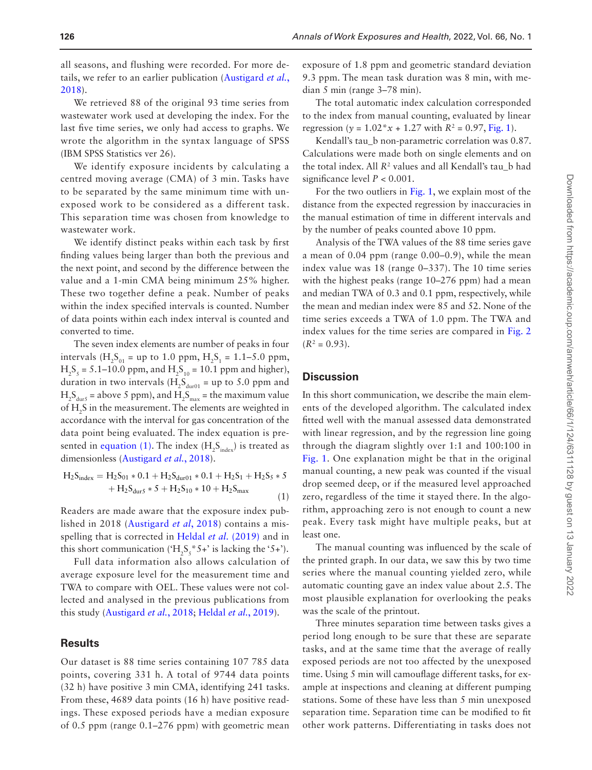all seasons, and flushing were recorded. For more details, we refer to an earlier publication (Austigard *et al.*, 2018).

We retrieved 88 of the original 93 time series from wastewater work used at developing the index. For the last five time series, we only had access to graphs. We wrote the algorithm in the syntax language of SPSS (IBM SPSS Statistics ver 26).

We identify exposure incidents by calculating a centred moving average (CMA) of 3 min. Tasks have to be separated by the same minimum time with unexposed work to be considered as a different task. This separation time was chosen from knowledge to wastewater work.

We identify distinct peaks within each task by first finding values being larger than both the previous and the next point, and second by the difference between the value and a 1-min CMA being minimum 25% higher. These two together define a peak. Number of peaks within the index specified intervals is counted. Number of data points within each index interval is counted and converted to time.

The seven index elements are number of peaks in four intervals ($H_2S_{01}$ = up to 1.0 ppm, $H_2S_1$ = 1.1–5.0 ppm, $H_2S_5$ = 5.1–10.0 ppm, and $H_2S_{10}$ = 10.1 ppm and higher), duration in two intervals ($H_2S_{dur01}$ = up to 5.0 ppm and $H_2S_{dur5}$ = above 5 ppm), and $H_2S_{max}$ = the maximum value of $H_2S$ in the measurement. The elements are weighted in accordance with the interval for gas concentration of the data point being evaluated. The index equation is presented in equation (1). The index ($H_2S_{index}$) is treated as dimensionless (Austigard *et al.*, 2018).

$$H_2S_{index} = H_2S_{01} * 0.1 + H_2S_{dur01} * 0.1 + H_2S_1 + H_2S_5 * 5 + H_2S_{dur5} * 5 + H_2S_{10} * 10 + H_2S_{max} \quad (1)$$

Readers are made aware that the exposure index published in 2018 (Austigard *et al*, 2018) contains a misspelling that is corrected in Heldal *et al.* (2019) and in this short communication ('$H_2S_5$*5+' is lacking the '5+').

Full data information also allows calculation of average exposure level for the measurement time and TWA to compare with OEL. These values were not collected and analysed in the previous publications from this study (Austigard *et al.*, 2018; Heldal *et al.*, 2019).

## Results

Our dataset is 88 time series containing 107 785 data points, covering 331 h. A total of 9744 data points (32 h) have positive 3 min CMA, identifying 241 tasks. From these, 4689 data points (16 h) have positive readings. These exposed periods have a median exposure of 0.5 ppm (range 0.1–276 ppm) with geometric mean exposure of 1.8 ppm and geometric standard deviation 9.3 ppm. The mean task duration was 8 min, with median 5 min (range 3–78 min).

The total automatic index calculation corresponded to the index from manual counting, evaluated by linear regression ($y = 1.02*x + 1.27$ with $R^2 = 0.97$, Fig. 1).

Kendall's tau_b non-parametric correlation was 0.87. Calculations were made both on single elements and on the total index. All $R^2$ values and all Kendall's tau_b had significance level $P < 0.001$.

For the two outliers in Fig. 1, we explain most of the distance from the expected regression by inaccuracies in the manual estimation of time in different intervals and by the number of peaks counted above 10 ppm.

Analysis of the TWA values of the 88 time series gave a mean of 0.04 ppm (range 0.00–0.9), while the mean index value was 18 (range 0–337). The 10 time series with the highest peaks (range 10–276 ppm) had a mean and median TWA of 0.3 and 0.1 ppm, respectively, while the mean and median index were 85 and 52. None of the time series exceeds a TWA of 1.0 ppm. The TWA and index values for the time series are compared in Fig. 2 ($R^2 = 0.93$).

## Discussion

In this short communication, we describe the main elements of the developed algorithm. The calculated index fitted well with the manual assessed data demonstrated with linear regression, and by the regression line going through the diagram slightly over 1:1 and 100:100 in Fig. 1. One explanation might be that in the original manual counting, a new peak was counted if the visual drop seemed deep, or if the measured level approached zero, regardless of the time it stayed there. In the algorithm, approaching zero is not enough to count a new peak. Every task might have multiple peaks, but at least one.

The manual counting was influenced by the scale of the printed graph. In our data, we saw this by two time series where the manual counting yielded zero, while automatic counting gave an index value about 2.5. The most plausible explanation for overlooking the peaks was the scale of the printout.

Three minutes separation time between tasks gives a period long enough to be sure that these are separate tasks, and at the same time that the average of really exposed periods are not too affected by the unexposed time. Using 5 min will camouflage different tasks, for example at inspections and cleaning at different pumping stations. Some of these have less than 5 min unexposed separation time. Separation time can be modified to fit other work patterns. Differentiating in tasks does not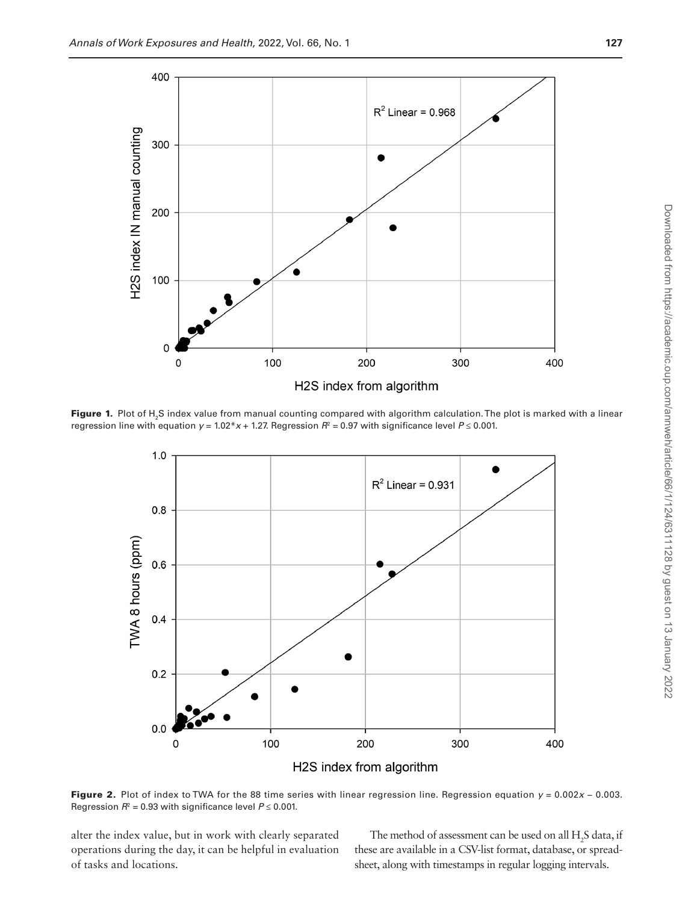**Figure 1.** Plot of $H_2S$ index value from manual counting compared with algorithm calculation. The plot is marked with a linear regression line with equation $y = 1.02*x + 1.27$. Regression $R^2 = 0.97$ with significance level $P \leq 0.001$.

**Figure 2.** Plot of index to TWA for the 88 time series with linear regression line. Regression equation $y = 0.002x - 0.003$. Regression $R^2 = 0.93$ with significance level $P \leq 0.001$.

alter the index value, but in work with clearly separated operations during the day, it can be helpful in evaluation of tasks and locations.

The method of assessment can be used on all $H_2S$ data, if these are available in a CSV-list format, database, or spreadsheet, along with timestamps in regular logging intervals.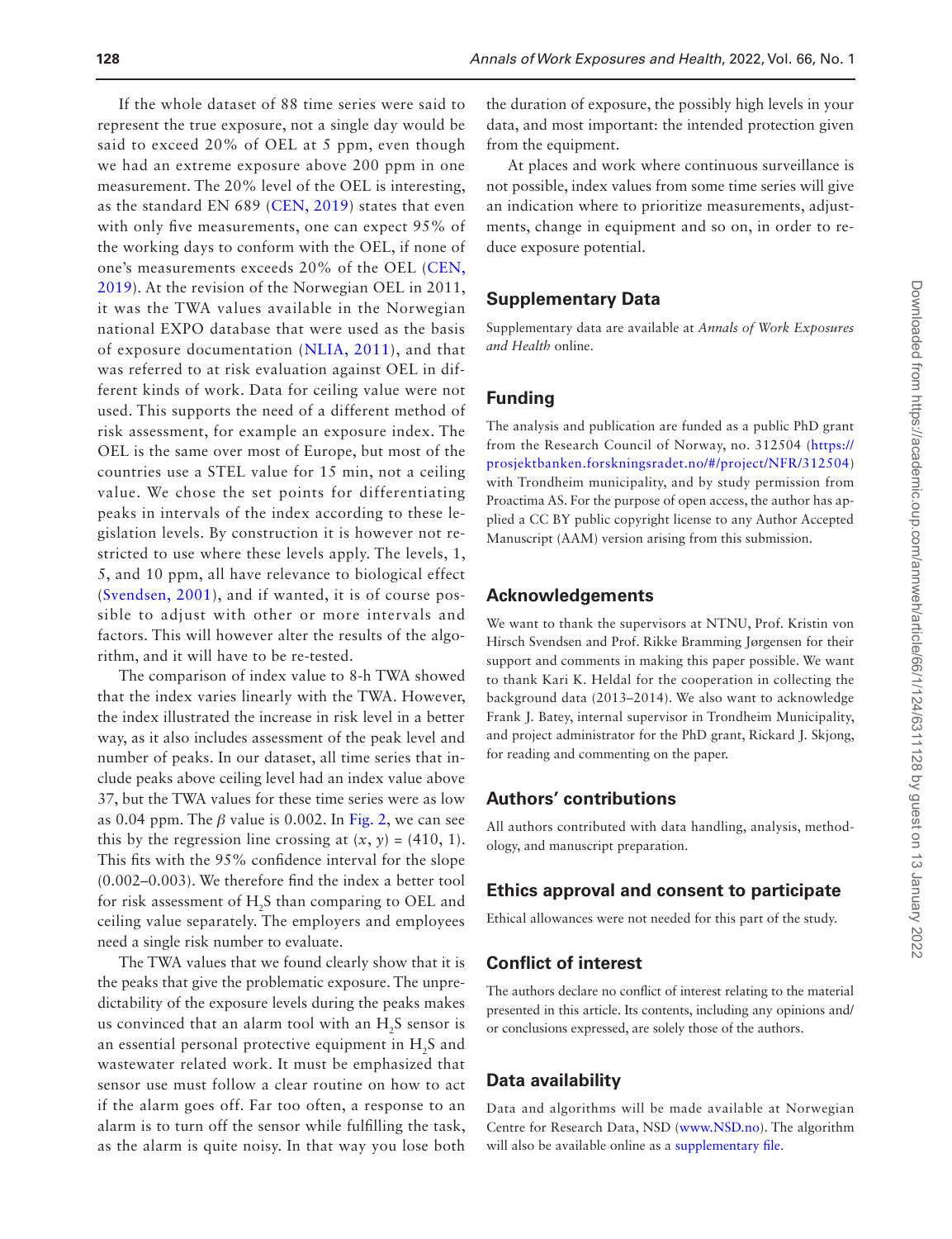If the whole dataset of 88 time series were said to represent the true exposure, not a single day would be said to exceed 20% of OEL at 5 ppm, even though we had an extreme exposure above 200 ppm in one measurement. The 20% level of the OEL is interesting, as the standard EN 689 (CEN, 2019) states that even with only five measurements, one can expect 95% of the working days to conform with the OEL, if none of one's measurements exceeds 20% of the OEL (CEN, 2019). At the revision of the Norwegian OEL in 2011, it was the TWA values available in the Norwegian national EXPO database that were used as the basis of exposure documentation (NLIA, 2011), and that was referred to at risk evaluation against OEL in different kinds of work. Data for ceiling value were not used. This supports the need of a different method of risk assessment, for example an exposure index. The OEL is the same over most of Europe, but most of the countries use a STEL value for 15 min, not a ceiling value. We chose the set points for differentiating peaks in intervals of the index according to these legislation levels. By construction it is however not restricted to use where these levels apply. The levels, 1, 5, and 10 ppm, all have relevance to biological effect (Svendsen, 2001), and if wanted, it is of course possible to adjust with other or more intervals and factors. This will however alter the results of the algorithm, and it will have to be re-tested.

The comparison of index value to 8-h TWA showed that the index varies linearly with the TWA. However, the index illustrated the increase in risk level in a better way, as it also includes assessment of the peak level and number of peaks. In our dataset, all time series that include peaks above ceiling level had an index value above 37, but the TWA values for these time series were as low as 0.04 ppm. The $\beta$ value is 0.002. In Fig. 2, we can see this by the regression line crossing at $(x, y) = (410, 1)$. This fits with the 95% confidence interval for the slope (0.002–0.003). We therefore find the index a better tool for risk assessment of $H_2S$ than comparing to OEL and ceiling value separately. The employers and employees need a single risk number to evaluate.

The TWA values that we found clearly show that it is the peaks that give the problematic exposure. The unpredictability of the exposure levels during the peaks makes us convinced that an alarm tool with an $H_2S$ sensor is an essential personal protective equipment in $H_2S$ and wastewater related work. It must be emphasized that sensor use must follow a clear routine on how to act if the alarm goes off. Far too often, a response to an alarm is to turn off the sensor while fulfilling the task, as the alarm is quite noisy. In that way you lose both the duration of exposure, the possibly high levels in your data, and most important: the intended protection given from the equipment.

At places and work where continuous surveillance is not possible, index values from some time series will give an indication where to prioritize measurements, adjustments, change in equipment and so on, in order to reduce exposure potential.

## Supplementary Data

Supplementary data are available at *Annals of Work Exposures and Health* online.

## Funding

The analysis and publication are funded as a public PhD grant from the Research Council of Norway, no. 312504 (https://prosjektbanken.forskningsradet.no/#/project/NFR/312504) with Trondheim municipality, and by study permission from Proactima AS. For the purpose of open access, the author has applied a CC BY public copyright license to any Author Accepted Manuscript (AAM) version arising from this submission.

## Acknowledgements

We want to thank the supervisors at NTNU, Prof. Kristin von Hirsch Svendsen and Prof. Rikke Bramming Jørgensen for their support and comments in making this paper possible. We want to thank Kari K. Heldal for the cooperation in collecting the background data (2013–2014). We also want to acknowledge Frank J. Batey, internal supervisor in Trondheim Municipality, and project administrator for the PhD grant, Rickard J. Skjong, for reading and commenting on the paper.

## Authors' contributions

All authors contributed with data handling, analysis, methodology, and manuscript preparation.

## Ethics approval and consent to participate

Ethical allowances were not needed for this part of the study.

## Conflict of interest

The authors declare no conflict of interest relating to the material presented in this article. Its contents, including any opinions and/or conclusions expressed, are solely those of the authors.

## Data availability

Data and algorithms will be made available at Norwegian Centre for Research Data, NSD (www.NSD.no). The algorithm will also be available online as a supplementary file.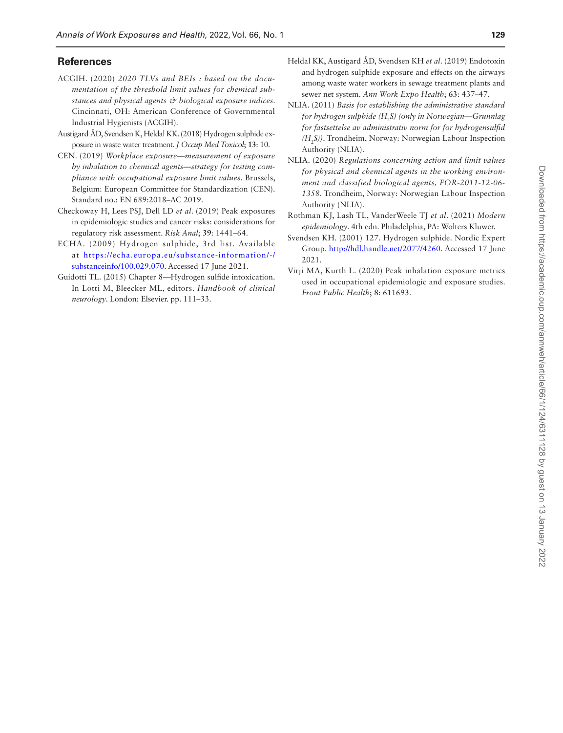## References

ACGIH. (2020) *2020 TLVs and BEIs : based on the documentation of the threshold limit values for chemical substances and physical agents & biological exposure indices*. Cincinnati, OH: American Conference of Governmental Industrial Hygienists (ACGIH).

Austigard ÅD, Svendsen K, Heldal KK. (2018) Hydrogen sulphide exposure in waste water treatment. *J Occup Med Toxicol*; **13**: 10.

CEN. (2019) *Workplace exposure—measurement of exposure by inhalation to chemical agents—strategy for testing compliance with occupational exposure limit values*. Brussels, Belgium: European Committee for Standardization (CEN). Standard no.: EN 689:2018–AC 2019.

Checkoway H, Lees PSJ, Dell LD *et al*. (2019) Peak exposures in epidemiologic studies and cancer risks: considerations for regulatory risk assessment. *Risk Anal*; **39**: 1441–64.

ECHA. (2009) Hydrogen sulphide, 3rd list. Available at https://echa.europa.eu/substance-information/-/substanceinfo/100.029.070. Accessed 17 June 2021.

Guidotti TL. (2015) Chapter 8—Hydrogen sulfide intoxication. In Lotti M, Bleecker ML, editors. *Handbook of clinical neurology*. London: Elsevier. pp. 111–33.

Heldal KK, Austigard ÅD, Svendsen KH *et al*. (2019) Endotoxin and hydrogen sulphide exposure and effects on the airways among waste water workers in sewage treatment plants and sewer net system. *Ann Work Expo Health*; **63**: 437–47.

NLIA. (2011) *Basis for establishing the administrative standard for hydrogen sulphide ($H_2S$) (only in Norwegian—Grunnlag for fastsettelse av administrativ norm for for hydrogensulfid ($H_2S$))*. Trondheim, Norway: Norwegian Labour Inspection Authority (NLIA).

NLIA. (2020) *Regulations concerning action and limit values for physical and chemical agents in the working environment and classified biological agents, FOR-2011-12-06-1358*. Trondheim, Norway: Norwegian Labour Inspection Authority (NLIA).

Rothman KJ, Lash TL, VanderWeele TJ *et al*. (2021) *Modern epidemiology*. 4th edn. Philadelphia, PA: Wolters Kluwer.

Svendsen KH. (2001) 127. Hydrogen sulphide. Nordic Expert Group. http://hdl.handle.net/2077/4260. Accessed 17 June 2021.

Virji MA, Kurth L. (2020) Peak inhalation exposure metrics used in occupational epidemiologic and exposure studies. *Front Public Health*; **8**: 611693.